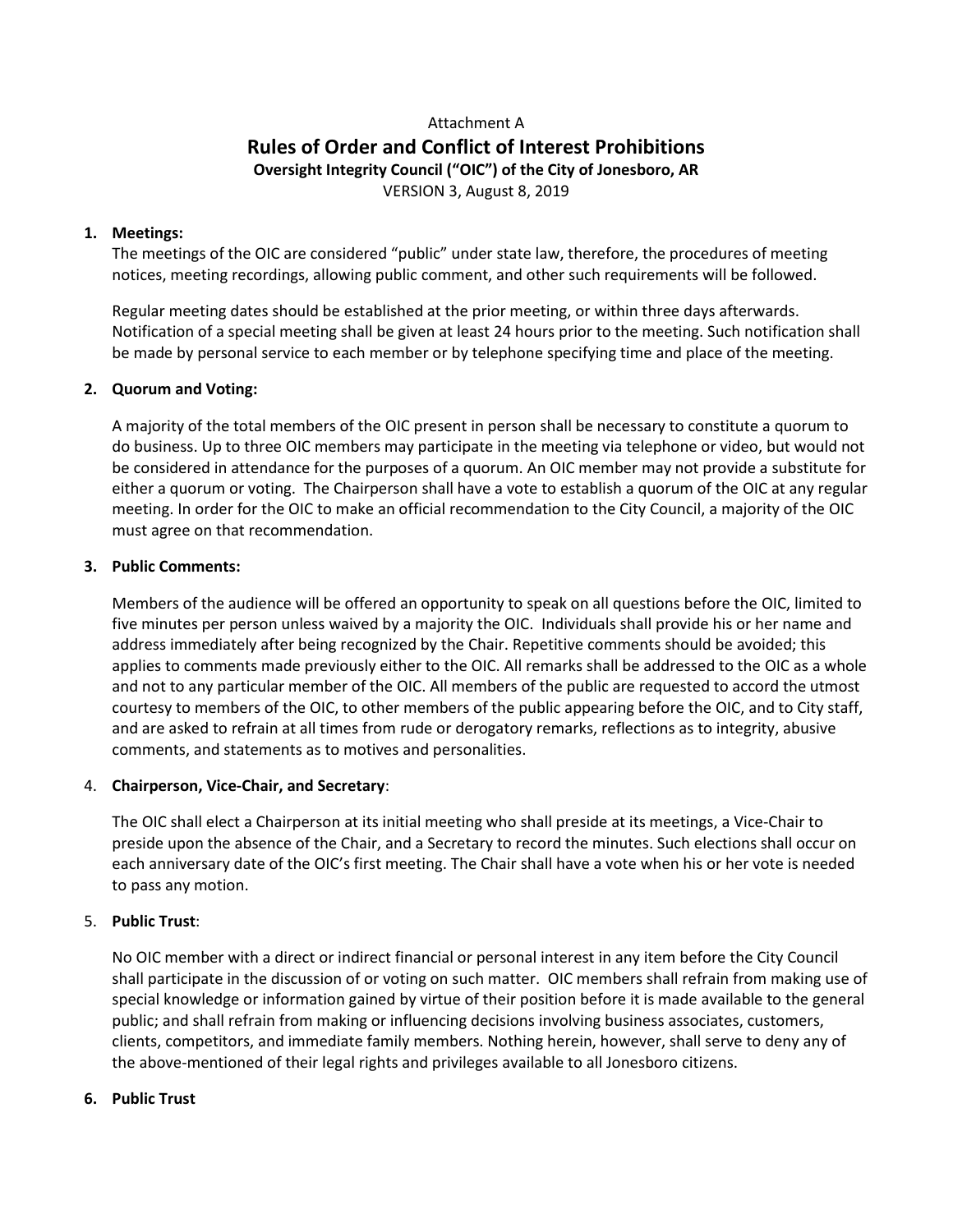Attachment A

# Rules of Order and Conflict of Interest Prohibitions

**Oversight Integrity Council ("OIC") of the City of Jonesboro, AR**

VERSION 3, August 8, 2019

1. **Meetings:**

   The meetings of the OIC are considered "public" under state law, therefore, the procedures of meeting notices, meeting recordings, allowing public comment, and other such requirements will be followed.

   Regular meeting dates should be established at the prior meeting, or within three days afterwards. Notification of a special meeting shall be given at least 24 hours prior to the meeting. Such notification shall be made by personal service to each member or by telephone specifying time and place of the meeting.

2. **Quorum and Voting:**

   A majority of the total members of the OIC present in person shall be necessary to constitute a quorum to do business. Up to three OIC members may participate in the meeting via telephone or video, but would not be considered in attendance for the purposes of a quorum. An OIC member may not provide a substitute for either a quorum or voting. The Chairperson shall have a vote to establish a quorum of the OIC at any regular meeting. In order for the OIC to make an official recommendation to the City Council, a majority of the OIC must agree on that recommendation.

3. **Public Comments:**

   Members of the audience will be offered an opportunity to speak on all questions before the OIC, limited to five minutes per person unless waived by a majority the OIC. Individuals shall provide his or her name and address immediately after being recognized by the Chair. Repetitive comments should be avoided; this applies to comments made previously either to the OIC. All remarks shall be addressed to the OIC as a whole and not to any particular member of the OIC. All members of the public are requested to accord the utmost courtesy to members of the OIC, to other members of the public appearing before the OIC, and to City staff, and are asked to refrain at all times from rude or derogatory remarks, reflections as to integrity, abusive comments, and statements as to motives and personalities.

4. **Chairperson, Vice-Chair, and Secretary**:

   The OIC shall elect a Chairperson at its initial meeting who shall preside at its meetings, a Vice-Chair to preside upon the absence of the Chair, and a Secretary to record the minutes. Such elections shall occur on each anniversary date of the OIC's first meeting. The Chair shall have a vote when his or her vote is needed to pass any motion.

5. **Public Trust**:

   No OIC member with a direct or indirect financial or personal interest in any item before the City Council shall participate in the discussion of or voting on such matter. OIC members shall refrain from making use of special knowledge or information gained by virtue of their position before it is made available to the general public; and shall refrain from making or influencing decisions involving business associates, customers, clients, competitors, and immediate family members. Nothing herein, however, shall serve to deny any of the above-mentioned of their legal rights and privileges available to all Jonesboro citizens.

6. **Public Trust**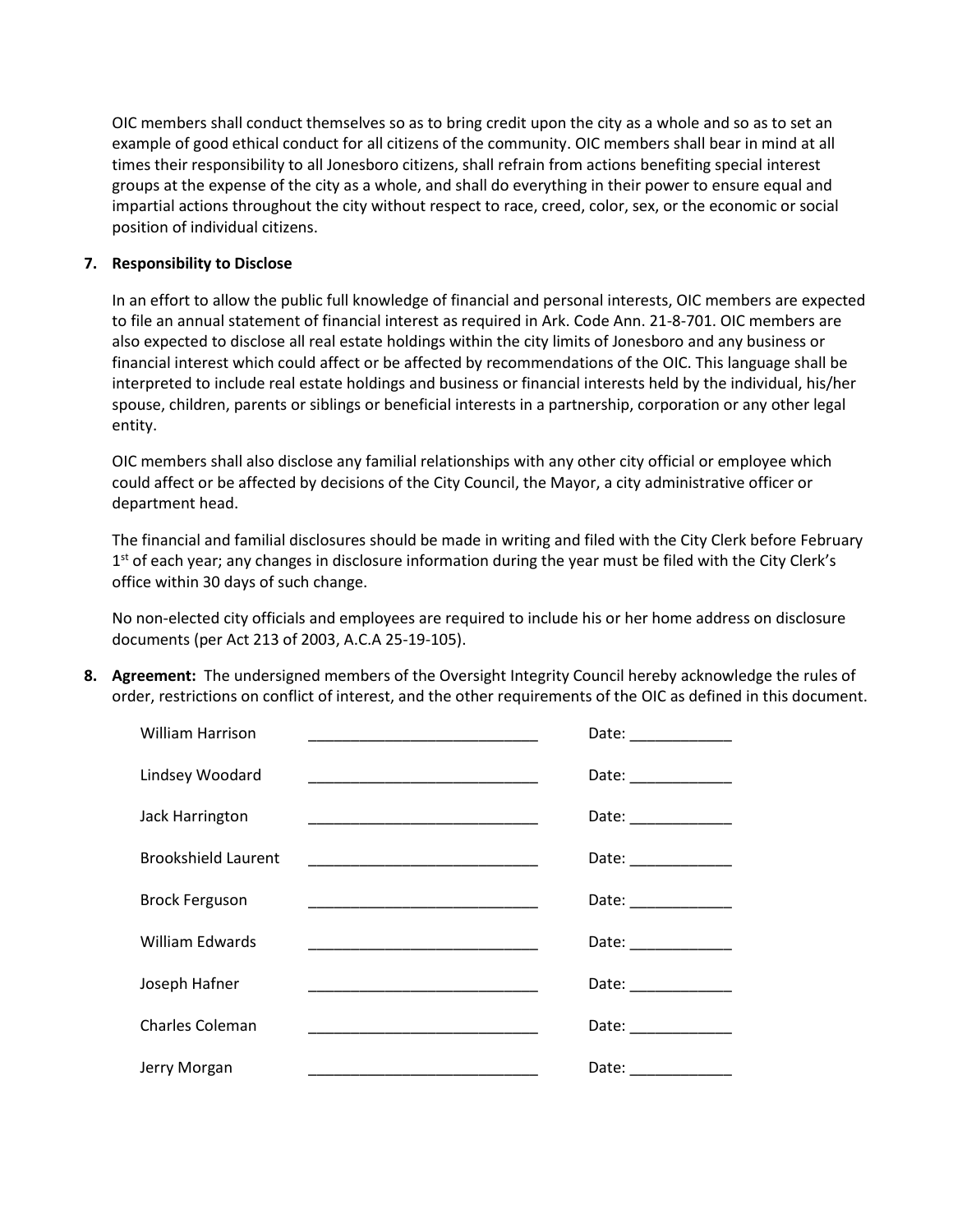OIC members shall conduct themselves so as to bring credit upon the city as a whole and so as to set an example of good ethical conduct for all citizens of the community. OIC members shall bear in mind at all times their responsibility to all Jonesboro citizens, shall refrain from actions benefiting special interest groups at the expense of the city as a whole, and shall do everything in their power to ensure equal and impartial actions throughout the city without respect to race, creed, color, sex, or the economic or social position of individual citizens.

7. **Responsibility to Disclose**

   In an effort to allow the public full knowledge of financial and personal interests, OIC members are expected to file an annual statement of financial interest as required in Ark. Code Ann. 21-8-701. OIC members are also expected to disclose all real estate holdings within the city limits of Jonesboro and any business or financial interest which could affect or be affected by recommendations of the OIC. This language shall be interpreted to include real estate holdings and business or financial interests held by the individual, his/her spouse, children, parents or siblings or beneficial interests in a partnership, corporation or any other legal entity.

   OIC members shall also disclose any familial relationships with any other city official or employee which could affect or be affected by decisions of the City Council, the Mayor, a city administrative officer or department head.

   The financial and familial disclosures should be made in writing and filed with the City Clerk before February 1st of each year; any changes in disclosure information during the year must be filed with the City Clerk's office within 30 days of such change.

   No non-elected city officials and employees are required to include his or her home address on disclosure documents (per Act 213 of 2003, A.C.A 25-19-105).

8. **Agreement:** The undersigned members of the Oversight Integrity Council hereby acknowledge the rules of order, restrictions on conflict of interest, and the other requirements of the OIC as defined in this document.

| | | |
|---|---|---|
| William Harrison | ___________________________ | Date: ____________ |
| Lindsey Woodard | ___________________________ | Date: ____________ |
| Jack Harrington | ___________________________ | Date: ____________ |
| Brookshield Laurent | ___________________________ | Date: ____________ |
| Brock Ferguson | ___________________________ | Date: ____________ |
| William Edwards | ___________________________ | Date: ____________ |
| Joseph Hafner | ___________________________ | Date: ____________ |
| Charles Coleman | ___________________________ | Date: ____________ |
| Jerry Morgan | ___________________________ | Date: ____________ |